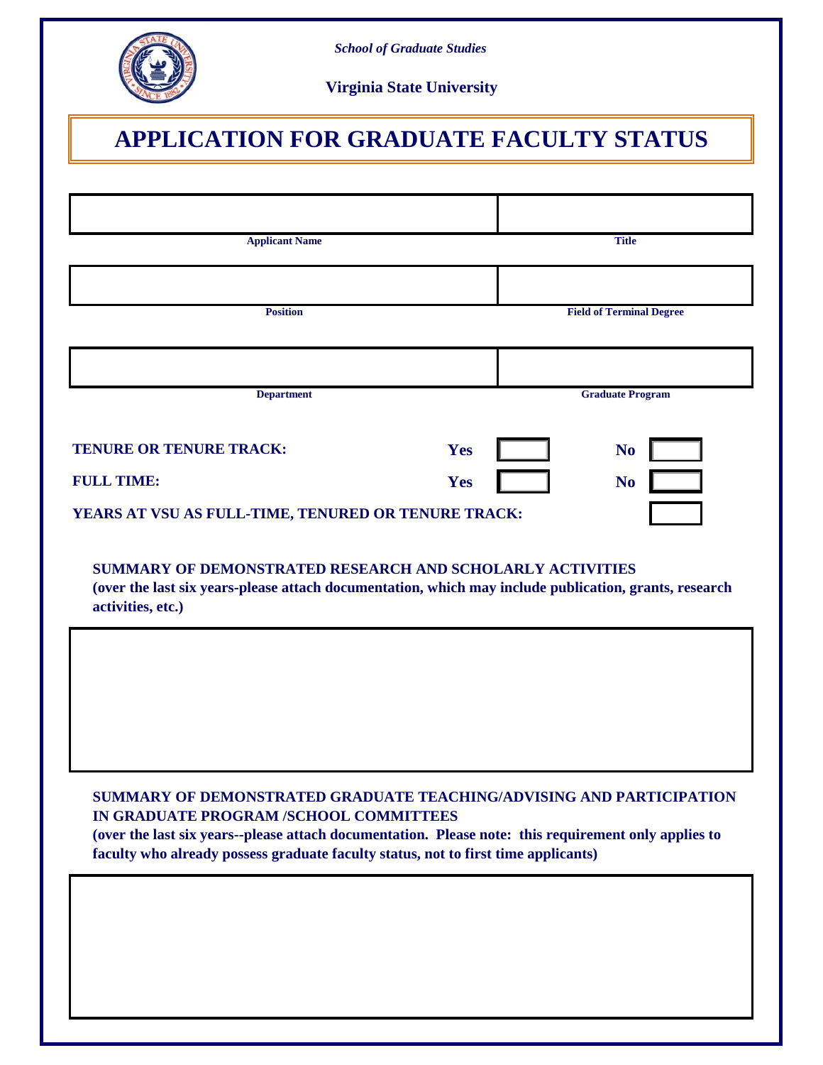*School of Graduate Studies*

**Virginia State University**

# APPLICATION FOR GRADUATE FACULTY STATUS

| | |
|---|---|
| | |
| **Applicant Name** | **Title** |
| | |
| **Position** | **Field of Terminal Degree** |
| | |
| **Department** | **Graduate Program** |

**TENURE OR TENURE TRACK:** **Yes** ☐ **No** ☐

**FULL TIME:** **Yes** ☐ **No** ☐

**YEARS AT VSU AS FULL-TIME, TENURED OR TENURE TRACK:** ☐

**SUMMARY OF DEMONSTRATED RESEARCH AND SCHOLARLY ACTIVITIES**
**(over the last six years-please attach documentation, which may include publication, grants, research activities, etc.)**

**SUMMARY OF DEMONSTRATED GRADUATE TEACHING/ADVISING AND PARTICIPATION IN GRADUATE PROGRAM /SCHOOL COMMITTEES**
**(over the last six years--please attach documentation. Please note: this requirement only applies to faculty who already possess graduate faculty status, not to first time applicants)**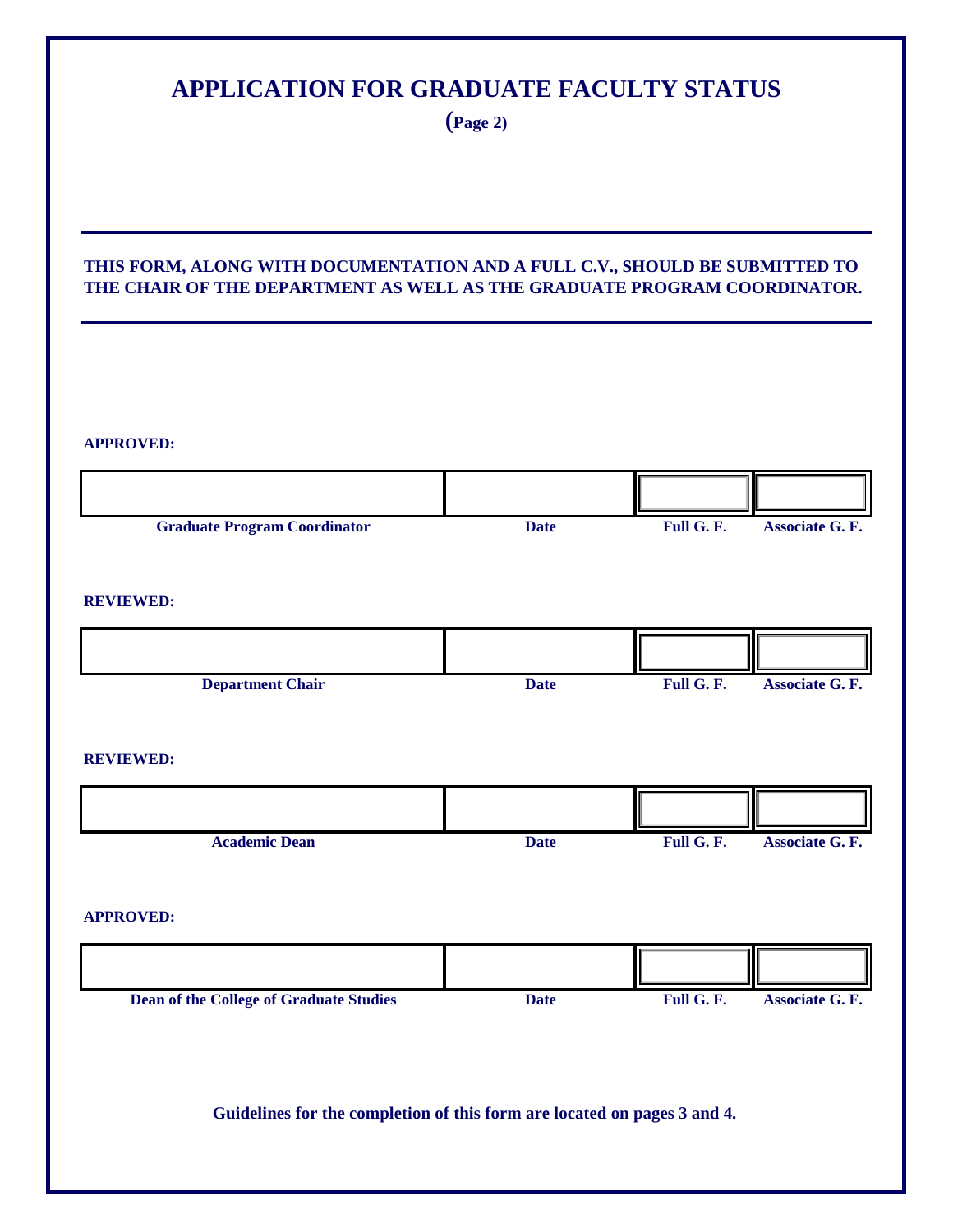# APPLICATION FOR GRADUATE FACULTY STATUS

**(Page 2)**

---

**THIS FORM, ALONG WITH DOCUMENTATION AND A FULL C.V., SHOULD BE SUBMITTED TO THE CHAIR OF THE DEPARTMENT AS WELL AS THE GRADUATE PROGRAM COORDINATOR.**

---

**APPROVED:**

| | | | |
|---|---|---|---|
| | | | |
| **Graduate Program Coordinator** | **Date** | **Full G. F.** | **Associate G. F.** |

**REVIEWED:**

| | | | |
|---|---|---|---|
| | | | |
| **Department Chair** | **Date** | **Full G. F.** | **Associate G. F.** |

**REVIEWED:**

| | | | |
|---|---|---|---|
| | | | |
| **Academic Dean** | **Date** | **Full G. F.** | **Associate G. F.** |

**APPROVED:**

| | | | |
|---|---|---|---|
| | | | |
| **Dean of the College of Graduate Studies** | **Date** | **Full G. F.** | **Associate G. F.** |

**Guidelines for the completion of this form are located on pages 3 and 4.**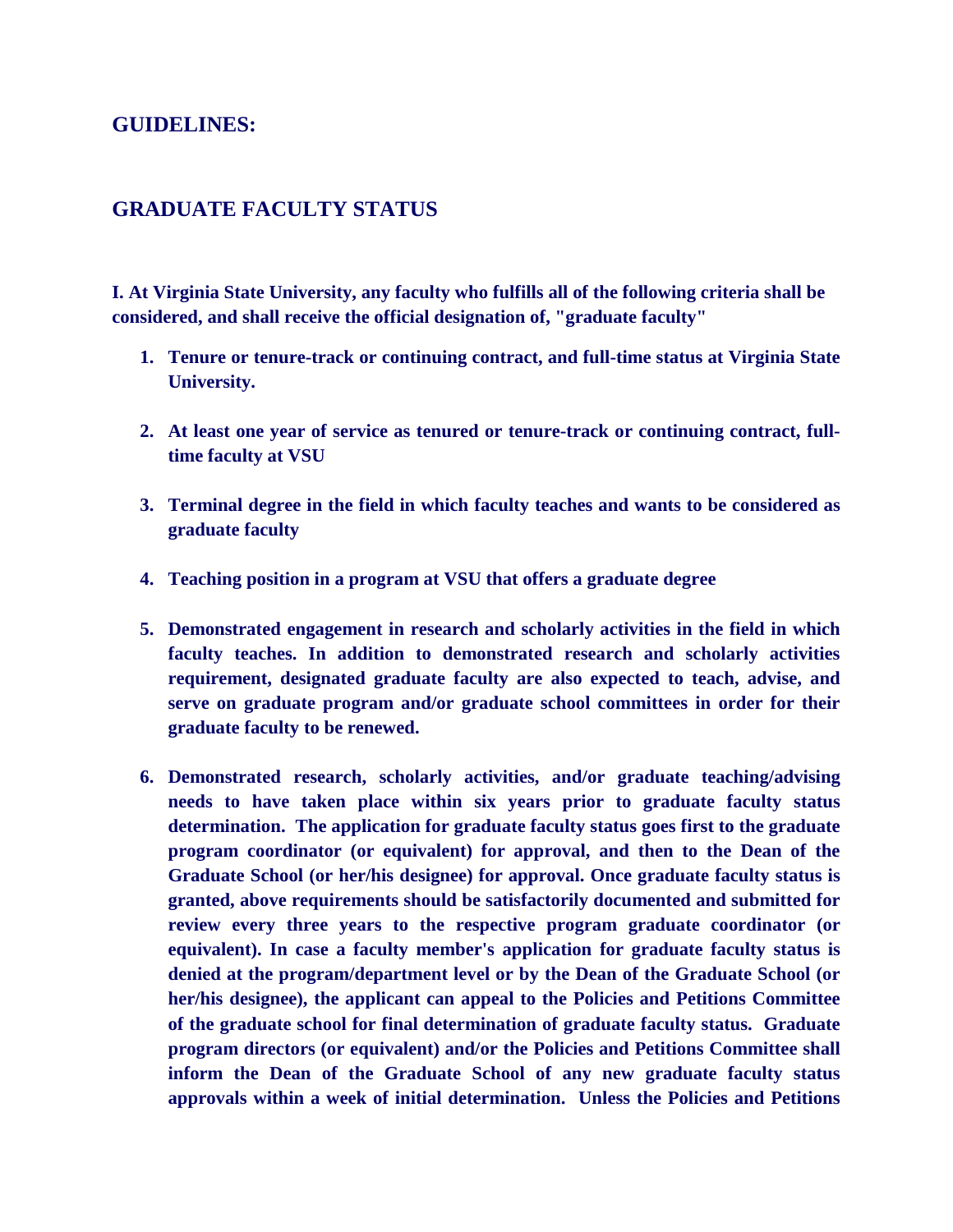## GUIDELINES:

## GRADUATE FACULTY STATUS

**I. At Virginia State University, any faculty who fulfills all of the following criteria shall be considered, and shall receive the official designation of, "graduate faculty"**

1. **Tenure or tenure-track or continuing contract, and full-time status at Virginia State University.**

2. **At least one year of service as tenured or tenure-track or continuing contract, full-time faculty at VSU**

3. **Terminal degree in the field in which faculty teaches and wants to be considered as graduate faculty**

4. **Teaching position in a program at VSU that offers a graduate degree**

5. **Demonstrated engagement in research and scholarly activities in the field in which faculty teaches. In addition to demonstrated research and scholarly activities requirement, designated graduate faculty are also expected to teach, advise, and serve on graduate program and/or graduate school committees in order for their graduate faculty to be renewed.**

6. **Demonstrated research, scholarly activities, and/or graduate teaching/advising needs to have taken place within six years prior to graduate faculty status determination. The application for graduate faculty status goes first to the graduate program coordinator (or equivalent) for approval, and then to the Dean of the Graduate School (or her/his designee) for approval. Once graduate faculty status is granted, above requirements should be satisfactorily documented and submitted for review every three years to the respective program graduate coordinator (or equivalent). In case a faculty member's application for graduate faculty status is denied at the program/department level or by the Dean of the Graduate School (or her/his designee), the applicant can appeal to the Policies and Petitions Committee of the graduate school for final determination of graduate faculty status. Graduate program directors (or equivalent) and/or the Policies and Petitions Committee shall inform the Dean of the Graduate School of any new graduate faculty status approvals within a week of initial determination. Unless the Policies and Petitions**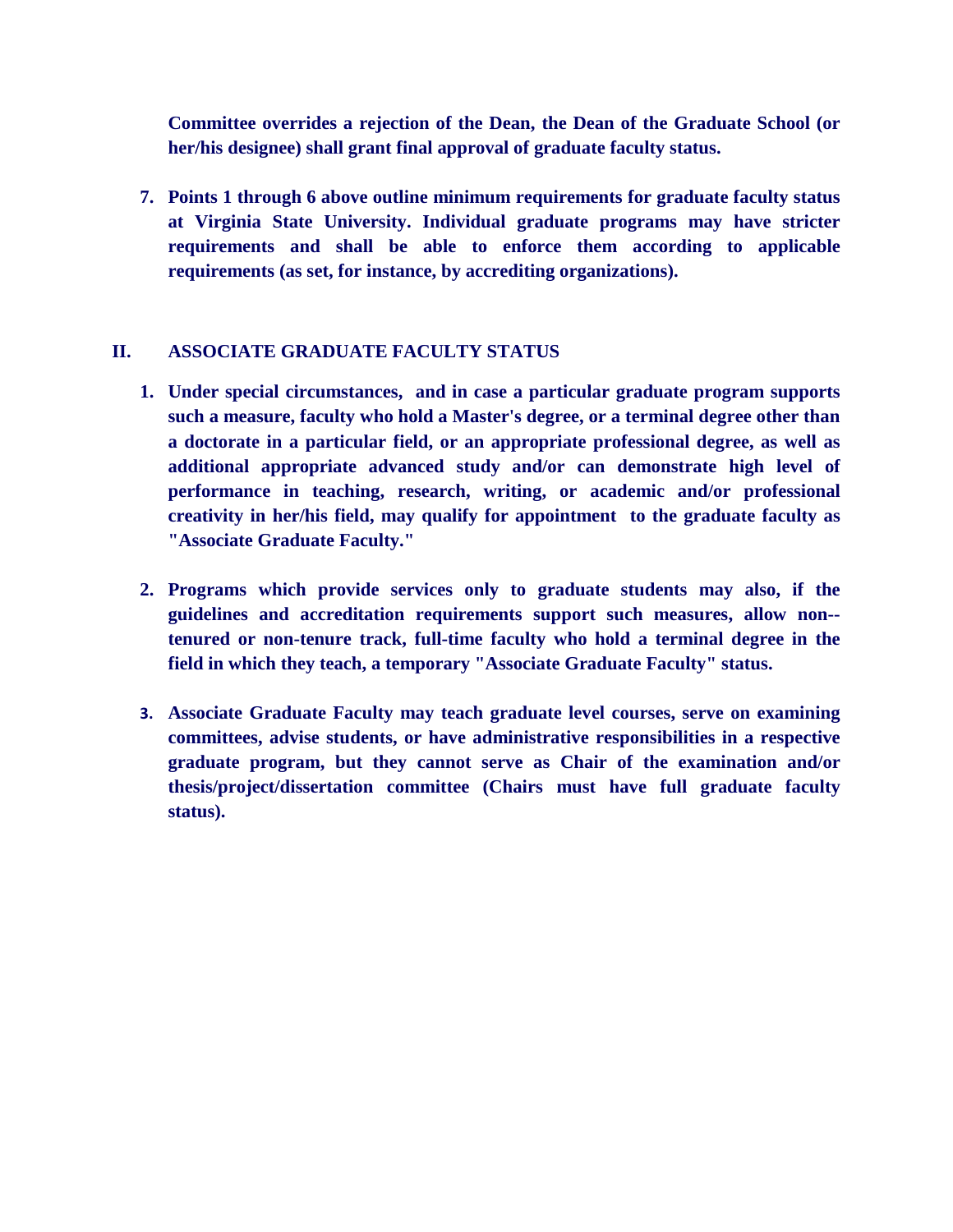**Committee overrides a rejection of the Dean, the Dean of the Graduate School (or her/his designee) shall grant final approval of graduate faculty status.**

7. **Points 1 through 6 above outline minimum requirements for graduate faculty status at Virginia State University. Individual graduate programs may have stricter requirements and shall be able to enforce them according to applicable requirements (as set, for instance, by accrediting organizations).**

## II. ASSOCIATE GRADUATE FACULTY STATUS

1. **Under special circumstances, and in case a particular graduate program supports such a measure, faculty who hold a Master's degree, or a terminal degree other than a doctorate in a particular field, or an appropriate professional degree, as well as additional appropriate advanced study and/or can demonstrate high level of performance in teaching, research, writing, or academic and/or professional creativity in her/his field, may qualify for appointment to the graduate faculty as "Associate Graduate Faculty."**

2. **Programs which provide services only to graduate students may also, if the guidelines and accreditation requirements support such measures, allow non--tenured or non-tenure track, full-time faculty who hold a terminal degree in the field in which they teach, a temporary "Associate Graduate Faculty" status.**

3. **Associate Graduate Faculty may teach graduate level courses, serve on examining committees, advise students, or have administrative responsibilities in a respective graduate program, but they cannot serve as Chair of the examination and/or thesis/project/dissertation committee (Chairs must have full graduate faculty status).**